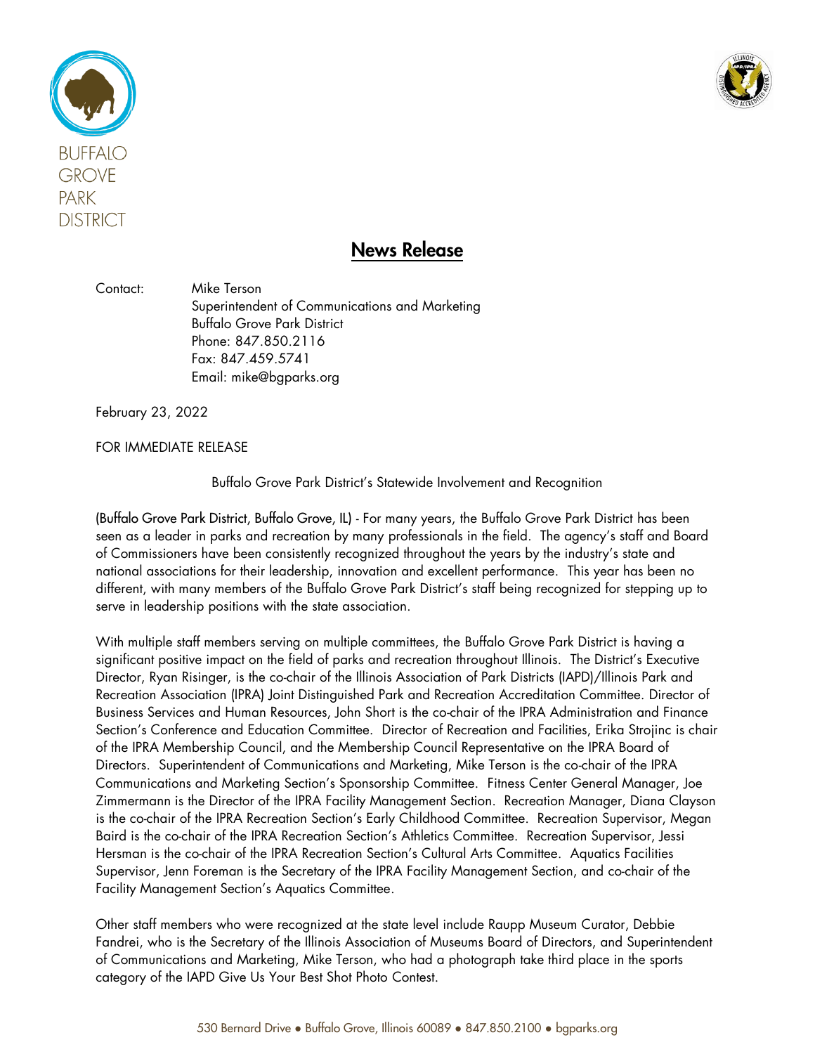BUFFALO GROVE PARK DISTRICT

## News Release

Contact: Mike Terson
Superintendent of Communications and Marketing
Buffalo Grove Park District
Phone: 847.850.2116
Fax: 847.459.5741
Email: mike@bgparks.org

February 23, 2022

FOR IMMEDIATE RELEASE

Buffalo Grove Park District's Statewide Involvement and Recognition

(Buffalo Grove Park District, Buffalo Grove, IL) - For many years, the Buffalo Grove Park District has been seen as a leader in parks and recreation by many professionals in the field. The agency's staff and Board of Commissioners have been consistently recognized throughout the years by the industry's state and national associations for their leadership, innovation and excellent performance. This year has been no different, with many members of the Buffalo Grove Park District's staff being recognized for stepping up to serve in leadership positions with the state association.

With multiple staff members serving on multiple committees, the Buffalo Grove Park District is having a significant positive impact on the field of parks and recreation throughout Illinois. The District's Executive Director, Ryan Risinger, is the co-chair of the Illinois Association of Park Districts (IAPD)/Illinois Park and Recreation Association (IPRA) Joint Distinguished Park and Recreation Accreditation Committee. Director of Business Services and Human Resources, John Short is the co-chair of the IPRA Administration and Finance Section's Conference and Education Committee. Director of Recreation and Facilities, Erika Strojinc is chair of the IPRA Membership Council, and the Membership Council Representative on the IPRA Board of Directors. Superintendent of Communications and Marketing, Mike Terson is the co-chair of the IPRA Communications and Marketing Section's Sponsorship Committee. Fitness Center General Manager, Joe Zimmermann is the Director of the IPRA Facility Management Section. Recreation Manager, Diana Clayson is the co-chair of the IPRA Recreation Section's Early Childhood Committee. Recreation Supervisor, Megan Baird is the co-chair of the IPRA Recreation Section's Athletics Committee. Recreation Supervisor, Jessi Hersman is the co-chair of the IPRA Recreation Section's Cultural Arts Committee. Aquatics Facilities Supervisor, Jenn Foreman is the Secretary of the IPRA Facility Management Section, and co-chair of the Facility Management Section's Aquatics Committee.

Other staff members who were recognized at the state level include Raupp Museum Curator, Debbie Fandrei, who is the Secretary of the Illinois Association of Museums Board of Directors, and Superintendent of Communications and Marketing, Mike Terson, who had a photograph take third place in the sports category of the IAPD Give Us Your Best Shot Photo Contest.

530 Bernard Drive • Buffalo Grove, Illinois 60089 • 847.850.2100 • bgparks.org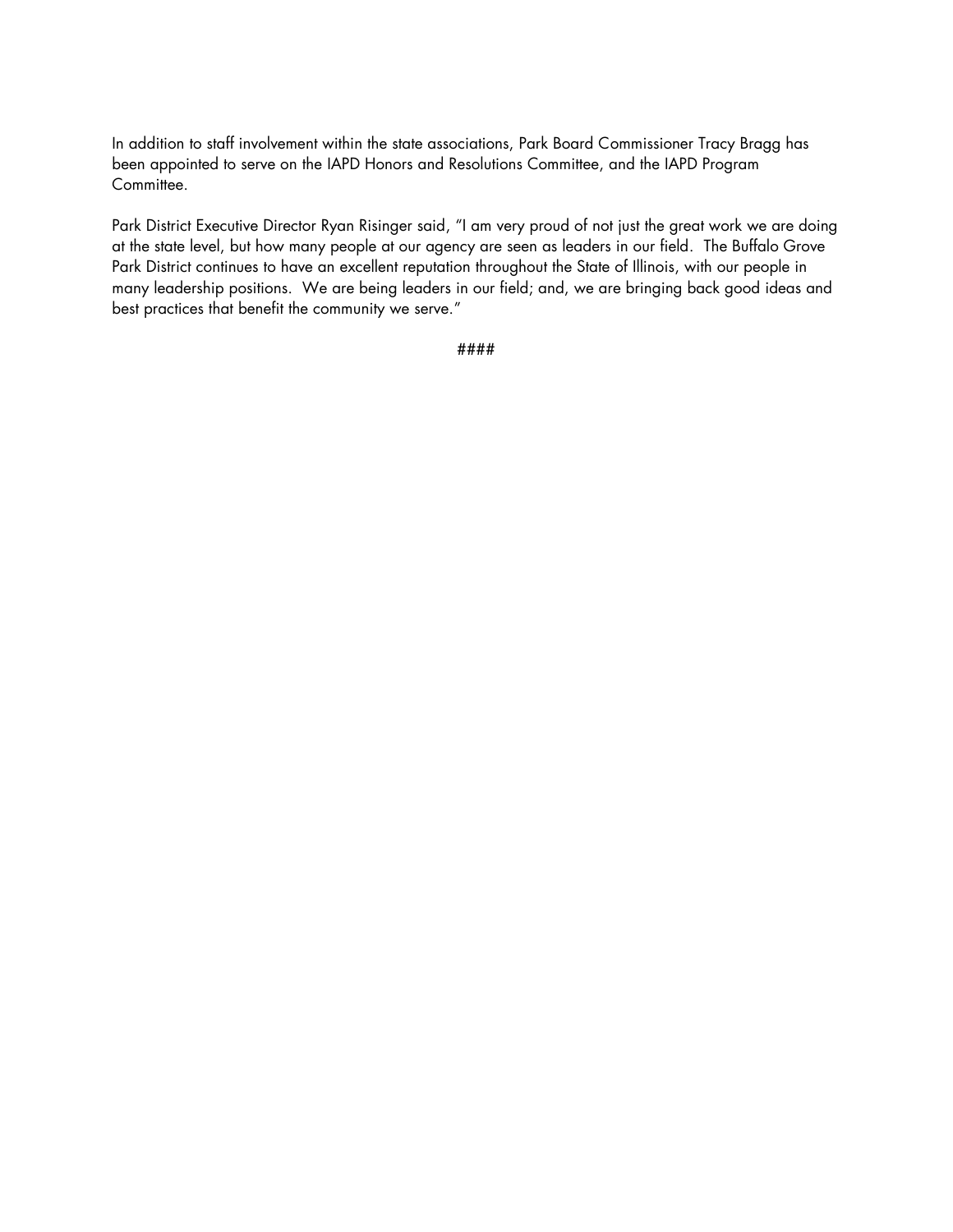In addition to staff involvement within the state associations, Park Board Commissioner Tracy Bragg has been appointed to serve on the IAPD Honors and Resolutions Committee, and the IAPD Program Committee.

Park District Executive Director Ryan Risinger said, "I am very proud of not just the great work we are doing at the state level, but how many people at our agency are seen as leaders in our field. The Buffalo Grove Park District continues to have an excellent reputation throughout the State of Illinois, with our people in many leadership positions. We are being leaders in our field; and, we are bringing back good ideas and best practices that benefit the community we serve."

####